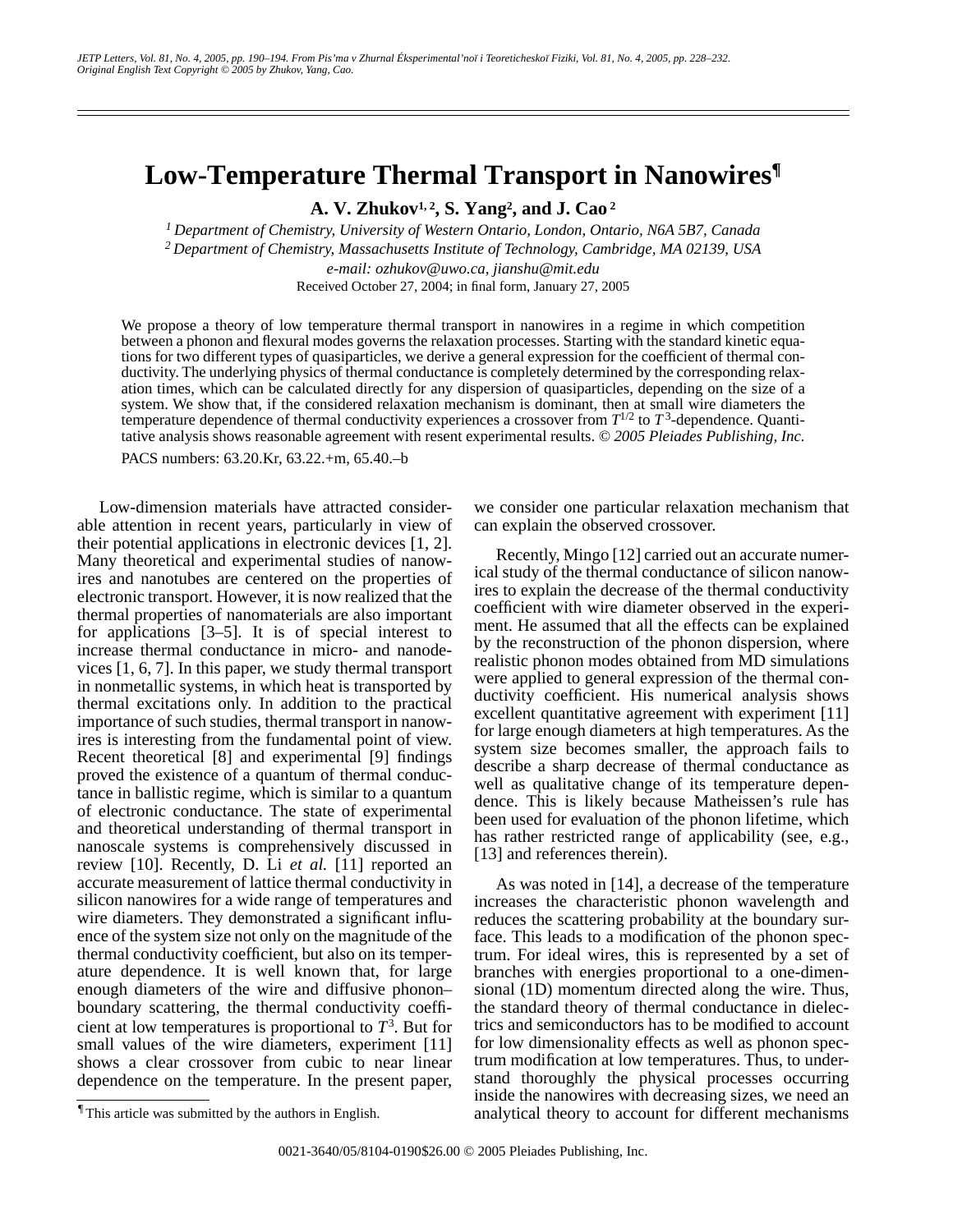# Low-Temperature Thermal Transport in Nanowires[¶]

**A. V. Zhukov[1,2], S. Yang[2], and J. Cao[2]**

[1] *Department of Chemistry, University of Western Ontario, London, Ontario, N6A 5B7, Canada*

[2] *Department of Chemistry, Massachusetts Institute of Technology, Cambridge, MA 02139, USA*

*e-mail: ozhukov@uwo.ca, jianshu@mit.edu*

Received October 27, 2004; in final form, January 27, 2005

We propose a theory of low temperature thermal transport in nanowires in a regime in which competition between a phonon and flexural modes governs the relaxation processes. Starting with the standard kinetic equations for two different types of quasiparticles, we derive a general expression for the coefficient of thermal conductivity. The underlying physics of thermal conductance is completely determined by the corresponding relaxation times, which can be calculated directly for any dispersion of quasiparticles, depending on the size of a system. We show that, if the considered relaxation mechanism is dominant, then at small wire diameters the temperature dependence of thermal conductivity experiences a crossover from $T^{1/2}$ to $T^3$-dependence. Quantitative analysis shows reasonable agreement with resent experimental results. © *2005 Pleiades Publishing, Inc.*

PACS numbers: 63.20.Kr, 63.22.+m, 65.40.–b

Low-dimension materials have attracted considerable attention in recent years, particularly in view of their potential applications in electronic devices [1, 2]. Many theoretical and experimental studies of nanowires and nanotubes are centered on the properties of electronic transport. However, it is now realized that the thermal properties of nanomaterials are also important for applications [3–5]. It is of special interest to increase thermal conductance in micro- and nanodevices [1, 6, 7]. In this paper, we study thermal transport in nonmetallic systems, in which heat is transported by thermal excitations only. In addition to the practical importance of such studies, thermal transport in nanowires is interesting from the fundamental point of view. Recent theoretical [8] and experimental [9] findings proved the existence of a quantum of thermal conductance in ballistic regime, which is similar to a quantum of electronic conductance. The state of experimental and theoretical understanding of thermal transport in nanoscale systems is comprehensively discussed in review [10]. Recently, D. Li *et al.* [11] reported an accurate measurement of lattice thermal conductivity in silicon nanowires for a wide range of temperatures and wire diameters. They demonstrated a significant influence of the system size not only on the magnitude of the thermal conductivity coefficient, but also on its temperature dependence. It is well known that, for large enough diameters of the wire and diffusive phonon–boundary scattering, the thermal conductivity coefficient at low temperatures is proportional to $T^3$. But for small values of the wire diameters, experiment [11] shows a clear crossover from cubic to near linear dependence on the temperature. In the present paper, we consider one particular relaxation mechanism that can explain the observed crossover.

Recently, Mingo [12] carried out an accurate numerical study of the thermal conductance of silicon nanowires to explain the decrease of the thermal conductivity coefficient with wire diameter observed in the experiment. He assumed that all the effects can be explained by the reconstruction of the phonon dispersion, where realistic phonon modes obtained from MD simulations were applied to general expression of the thermal conductivity coefficient. His numerical analysis shows excellent quantitative agreement with experiment [11] for large enough diameters at high temperatures. As the system size becomes smaller, the approach fails to describe a sharp decrease of thermal conductance as well as qualitative change of its temperature dependence. This is likely because Matheissen's rule has been used for evaluation of the phonon lifetime, which has rather restricted range of applicability (see, e.g., [13] and references therein).

As was noted in [14], a decrease of the temperature increases the characteristic phonon wavelength and reduces the scattering probability at the boundary surface. This leads to a modification of the phonon spectrum. For ideal wires, this is represented by a set of branches with energies proportional to a one-dimensional (1D) momentum directed along the wire. Thus, the standard theory of thermal conductance in dielectrics and semiconductors has to be modified to account for low dimensionality effects as well as phonon spectrum modification at low temperatures. Thus, to understand thoroughly the physical processes occurring inside the nanowires with decreasing sizes, we need an analytical theory to account for different mechanisms

[¶] This article was submitted by the authors in English.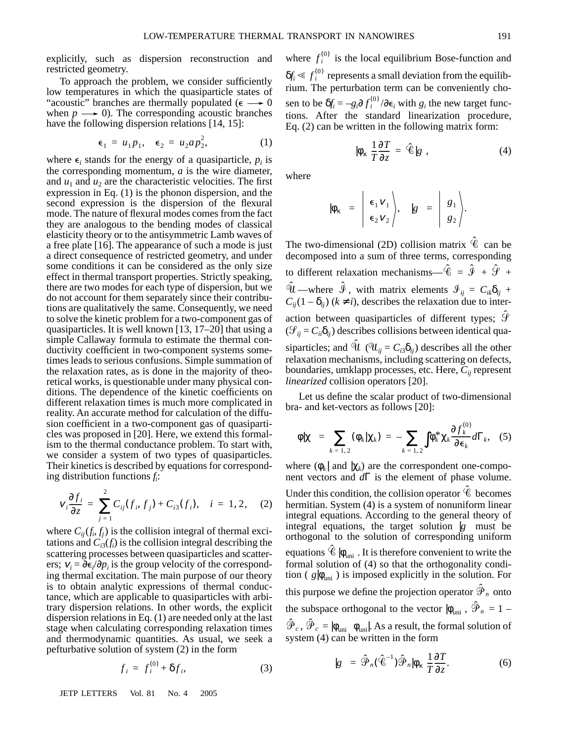explicitly, such as dispersion reconstruction and restricted geometry.

To approach the problem, we consider sufficiently low temperatures in which the quasiparticle states of "acoustic" branches are thermally populated ($\epsilon \longrightarrow 0$ when $p \longrightarrow 0$). The corresponding acoustic branches have the following dispersion relations [14, 15]:

$$\epsilon_1 = u_1 p_1, \quad \epsilon_2 = u_2 a p_2^2, \tag{1}$$

where $\epsilon_i$ stands for the energy of a quasiparticle, $p_i$ is the corresponding momentum, $a$ is the wire diameter, and $u_1$ and $u_2$ are the characteristic velocities. The first expression in Eq. (1) is the phonon dispersion, and the second expression is the dispersion of the flexural mode. The nature of flexural modes comes from the fact they are analogous to the bending modes of classical elasticity theory or to the antisymmetric Lamb waves of a free plate [16]. The appearance of such a mode is just a direct consequence of restricted geometry, and under some conditions it can be considered as the only size effect in thermal transport properties. Strictly speaking, there are two modes for each type of dispersion, but we do not account for them separately since their contributions are qualitatively the same. Consequently, we need to solve the kinetic problem for a two-component gas of quasiparticles. It is well known [13, 17–20] that using a simple Callaway formula to estimate the thermal conductivity coefficient in two-component systems sometimes leads to serious confusions. Simple summation of the relaxation rates, as is done in the majority of theoretical works, is questionable under many physical conditions. The dependence of the kinetic coefficients on different relaxation times is much more complicated in reality. An accurate method for calculation of the diffusion coefficient in a two-component gas of quasiparticles was proposed in [20]. Here, we extend this formalism to the thermal conductance problem. To start with, we consider a system of two types of quasiparticles. Their kinetics is described by equations for corresponding distribution functions $f_i$:

$$v_i \frac{\partial f_i}{\partial z} = \sum_{j=1}^{2} C_{ij}(f_i, f_j) + C_{i3}(f_i), \quad i = 1, 2, \tag{2}$$

where $C_{ij}(f_i, f_j)$ is the collision integral of thermal excitations and $C_{i3}(f_i)$ is the collision integral describing the scattering processes between quasiparticles and scatterers; $v_i = \partial\epsilon_i/\partial p_i$ is the group velocity of the corresponding thermal excitation. The main purpose of our theory is to obtain analytic expressions of thermal conductance, which are applicable to quasiparticles with arbitrary dispersion relations. In other words, the explicit dispersion relations in Eq. (1) are needed only at the last stage when calculating corresponding relaxation times and thermodynamic quantities. As usual, we seek a pefturbative solution of system (2) in the form

$$f_i = f_i^{(0)} + \delta f_i, \tag{3}$$

where $f_i^{(0)}$ is the local equilibrium Bose-function and $\delta f_i \ll f_i^{(0)}$ represents a small deviation from the equilibrium. The perturbation term can be conveniently chosen to be $\delta f_i = -g_i \partial f_i^{(0)}/\partial\epsilon_i$ with $g_i$ the new target functions. After the standard linearization procedure, Eq. (2) can be written in the following matrix form:

$$|\varphi\rangle \frac{1}{T}\frac{\partial T}{\partial z} = \hat{\mathscr{C}}|g\rangle, \tag{4}$$

where

$$|\varphi\rangle = \left|\begin{matrix}\epsilon_1 v_1 \\ \epsilon_2 v_2\end{matrix}\right\rangle, \quad |g\rangle = \left|\begin{matrix} g_1 \\ g_2 \end{matrix}\right\rangle.$$

The two-dimensional (2D) collision matrix $\hat{\mathscr{C}}$ can be decomposed into a sum of three terms, corresponding to different relaxation mechanisms—$\hat{\mathscr{C}} = \hat{\mathscr{I}} + \hat{\mathscr{S}} + \hat{\mathscr{U}}$—where $\hat{\mathscr{I}}$, with matrix elements $\mathscr{I}_{ij} = C_{ik}\delta_{ij} + C_{ij}(1 - \delta_{ij})$ $(k \neq i)$, describes the relaxation due to interaction between quasiparticles of different types; $\hat{\mathscr{S}}$ ($\mathscr{S}_{ij} = C_{ii}\delta_{ij}$) describes collisions between identical quasiparticles; and $\hat{\mathscr{U}}$ ($\mathscr{U}_{ij} = C_{i3}\delta_{ij}$) describes all the other relaxation mechanisms, including scattering on defects, boundaries, umklapp processes, etc. Here, $C_{ij}$ represent *linearized* collision operators [20].

Let us define the scalar product of two-dimensional bra- and ket-vectors as follows [20]:

$$\langle\varphi|\chi\rangle = \sum_{k=1,2} (\varphi_k|\chi_k) = -\sum_{k=1,2} \int \varphi_k^* \chi_k \frac{\partial f_k^{(0)}}{\partial\epsilon_k} d\Gamma_k, \tag{5}$$

where $(\varphi_k|$ and $|\chi_k)$ are the correspondent one-component vectors and $d\Gamma$ is the element of phase volume. Under this condition, the collision operator $\hat{\mathscr{C}}$ becomes hermitian. System (4) is a system of nonuniform linear integral equations. According to the general theory of integral equations, the target solution $|g\rangle$ must be orthogonal to the solution of corresponding uniform equations $\hat{\mathscr{C}}|\varphi_{\text{uni}}\rangle$. It is therefore convenient to write the formal solution of (4) so that the orthogonality condition $\langle g|\varphi_{\text{uni}}\rangle$ is imposed explicitly in the solution. For this purpose we define the projection operator $\hat{\mathscr{P}}_n$ onto the subspace orthogonal to the vector $|\varphi_{\text{uni}}\rangle$, $\hat{\mathscr{P}}_n = 1 - \hat{\mathscr{P}}_c$, $\hat{\mathscr{P}}_c = |\varphi_{\text{uni}}\rangle\langle\varphi_{\text{uni}}|$. As a result, the formal solution of system (4) can be written in the form

$$|g\rangle = \hat{\mathscr{P}}_n(\hat{\mathscr{C}}^{-1})\hat{\mathscr{P}}_n|\varphi\rangle \frac{1}{T}\frac{\partial T}{\partial z}. \tag{6}$$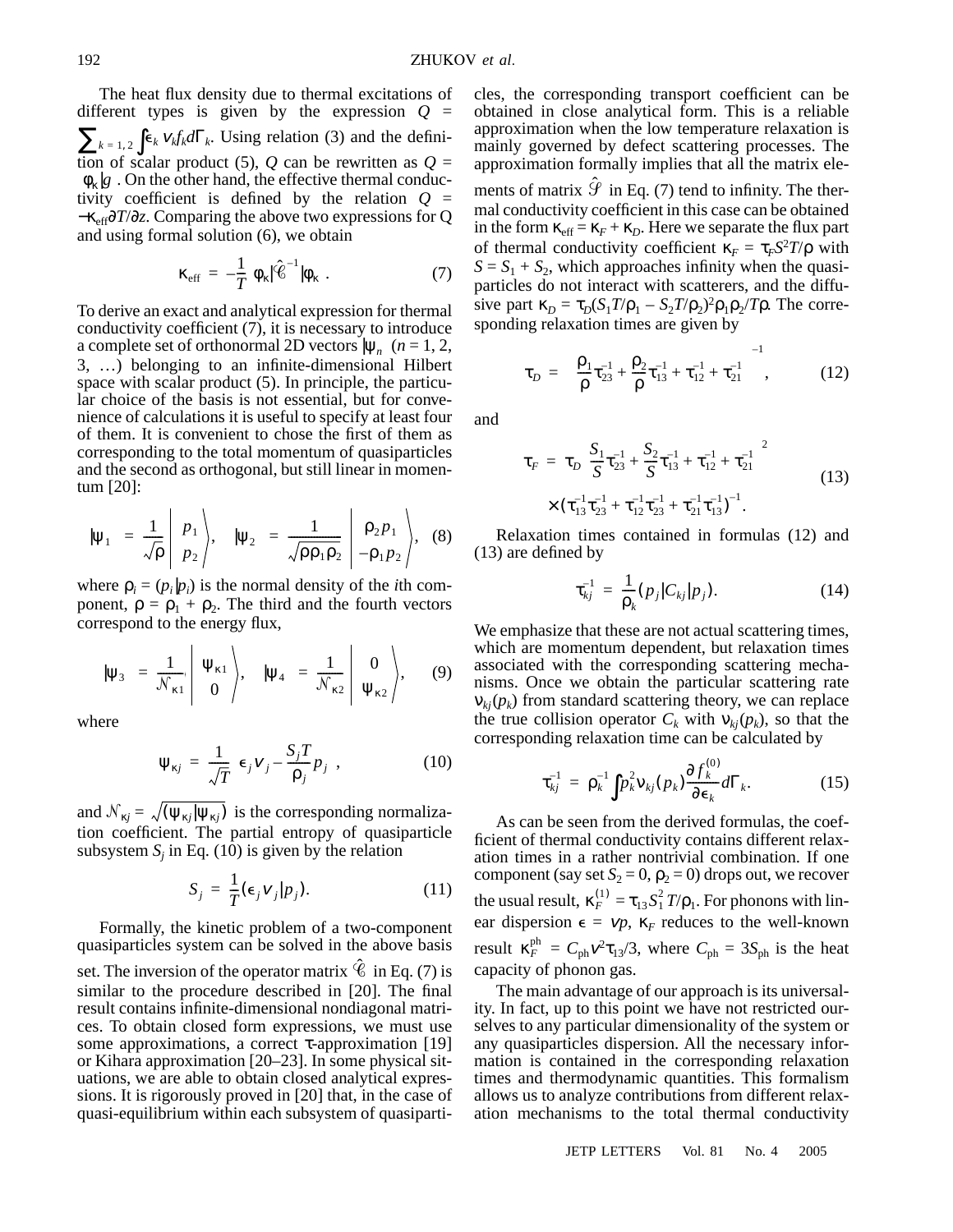The heat flux density due to thermal excitations of different types is given by the expression $Q = \sum_{k=1,2} \int \epsilon_k v_k f_k d\Gamma_k$. Using relation (3) and the definition of scalar product (5), $Q$ can be rewritten as $Q = \langle \phi_\kappa | g \rangle$. On the other hand, the effective thermal conductivity coefficient is defined by the relation $Q = -\kappa_{\text{eff}} \partial T/\partial z$. Comparing the above two expressions for Q and using formal solution (6), we obtain

$$\kappa_{\text{eff}} = -\frac{1}{T}\langle \phi_\kappa | \hat{\mathscr{C}}^{-1} | \phi_\kappa \rangle. \tag{7}$$

To derive an exact and analytical expression for thermal conductivity coefficient (7), it is necessary to introduce a complete set of orthonormal 2D vectors $|\psi_n\rangle$ ($n$ = 1, 2, 3, …) belonging to an infinite-dimensional Hilbert space with scalar product (5). In principle, the particular choice of the basis is not essential, but for convenience of calculations it is useful to specify at least four of them. It is convenient to chose the first of them as corresponding to the total momentum of quasiparticles and the second as orthogonal, but still linear in momentum [20]:

$$|\psi_1\rangle = \frac{1}{\sqrt{\rho}}\left| \begin{matrix} p_1 \\ p_2 \end{matrix} \right\rangle, \quad |\psi_2\rangle = \frac{1}{\sqrt{\rho\rho_1\rho_2}}\left| \begin{matrix} \rho_2 p_1 \\ -\rho_1 p_2 \end{matrix} \right\rangle, \tag{8}$$

where $\rho_i = (p_i|p_i)$ is the normal density of the $i$th component, $\rho = \rho_1 + \rho_2$. The third and the fourth vectors correspond to the energy flux,

$$|\psi_3\rangle = \frac{1}{\mathcal{N}_{\kappa 1}}\left| \begin{matrix} \psi_{\kappa 1} \\ 0 \end{matrix} \right\rangle, \quad |\psi_4\rangle = \frac{1}{\mathcal{N}_{\kappa 2}}\left| \begin{matrix} 0 \\ \psi_{\kappa 2} \end{matrix} \right\rangle, \tag{9}$$

where

$$\psi_{\kappa j} = \frac{1}{\sqrt{T}}\left(\epsilon_j v_j - \frac{S_j T}{\rho_j} p_j\right), \tag{10}$$

and $\mathcal{N}_{\kappa j} = \sqrt{(\psi_{\kappa j}|\psi_{\kappa j})}$ is the corresponding normalization coefficient. The partial entropy of quasiparticle subsystem $S_j$ in Eq. (10) is given by the relation

$$S_j = \frac{1}{T}(\epsilon_j v_j | p_j). \tag{11}$$

Formally, the kinetic problem of a two-component quasiparticles system can be solved in the above basis set. The inversion of the operator matrix $\hat{\mathscr{C}}$ in Eq. (7) is similar to the procedure described in [20]. The final result contains infinite-dimensional nondiagonal matrices. To obtain closed form expressions, we must use some approximations, a correct $\tau$-approximation [19] or Kihara approximation [20–23]. In some physical situations, we are able to obtain closed analytical expressions. It is rigorously proved in [20] that, in the case of quasi-equilibrium within each subsystem of quasiparticles, the corresponding transport coefficient can be obtained in close analytical form. This is a reliable approximation when the low temperature relaxation is mainly governed by defect scattering processes. The approximation formally implies that all the matrix elements of matrix $\hat{\mathscr{S}}$ in Eq. (7) tend to infinity. The thermal conductivity coefficient in this case can be obtained in the form $\kappa_{\text{eff}} = \kappa_F + \kappa_D$. Here we separate the flux part of thermal conductivity coefficient $\kappa_F = \tau_F S^2 T/\rho$ with $S = S_1 + S_2$, which approaches infinity when the quasiparticles do not interact with scatterers, and the diffusive part $\kappa_D = \tau_D (S_1 T/\rho_1 - S_2 T/\rho_2)^2 \rho_1 \rho_2 / T\rho$. The corresponding relaxation times are given by

$$\tau_D = \left(\frac{\rho_1}{\rho}\tau_{23}^{-1} + \frac{\rho_2}{\rho}\tau_{13}^{-1} + \tau_{12}^{-1} + \tau_{21}^{-1}\right)^{-1}, \tag{12}$$

and

$$\begin{aligned} \tau_F = {} & \tau_D\left(\frac{S_1}{S}\tau_{23}^{-1} + \frac{S_2}{S}\tau_{13}^{-1} + \tau_{12}^{-1} + \tau_{21}^{-1}\right)^2 \\ & \times (\tau_{13}^{-1}\tau_{23}^{-1} + \tau_{12}^{-1}\tau_{23}^{-1} + \tau_{21}^{-1}\tau_{13}^{-1})^{-1}. \end{aligned} \tag{13}$$

Relaxation times contained in formulas (12) and (13) are defined by

$$\tau_{kj}^{-1} = \frac{1}{\rho_k}(p_j | C_{kj} | p_j). \tag{14}$$

We emphasize that these are not actual scattering times, which are momentum dependent, but relaxation times associated with the corresponding scattering mechanisms. Once we obtain the particular scattering rate $\nu_{kj}(p_k)$ from standard scattering theory, we can replace the true collision operator $C_k$ with $\nu_{kj}(p_k)$, so that the corresponding relaxation time can be calculated by

$$\tau_{kj}^{-1} = \rho_k^{-1}\int p_k^2 \nu_{kj}(p_k)\frac{\partial f_k^{(0)}}{\partial \epsilon_k} d\Gamma_k. \tag{15}$$

As can be seen from the derived formulas, the coefficient of thermal conductivity contains different relaxation times in a rather nontrivial combination. If one component (say set $S_2 = 0$, $\rho_2 = 0$) drops out, we recover the usual result, $\kappa_F^{(1)} = \tau_{13} S_1^2 T/\rho_1$. For phonons with linear dispersion $\epsilon = vp$, $\kappa_F$ reduces to the well-known result $\kappa_F^{\text{ph}} = C_{\text{ph}} v^2 \tau_{13}/3$, where $C_{\text{ph}} = 3S_{\text{ph}}$ is the heat capacity of phonon gas.

The main advantage of our approach is its universality. In fact, up to this point we have not restricted ourselves to any particular dimensionality of the system or any quasiparticles dispersion. All the necessary information is contained in the corresponding relaxation times and thermodynamic quantities. This formalism allows us to analyze contributions from different relaxation mechanisms to the total thermal conductivity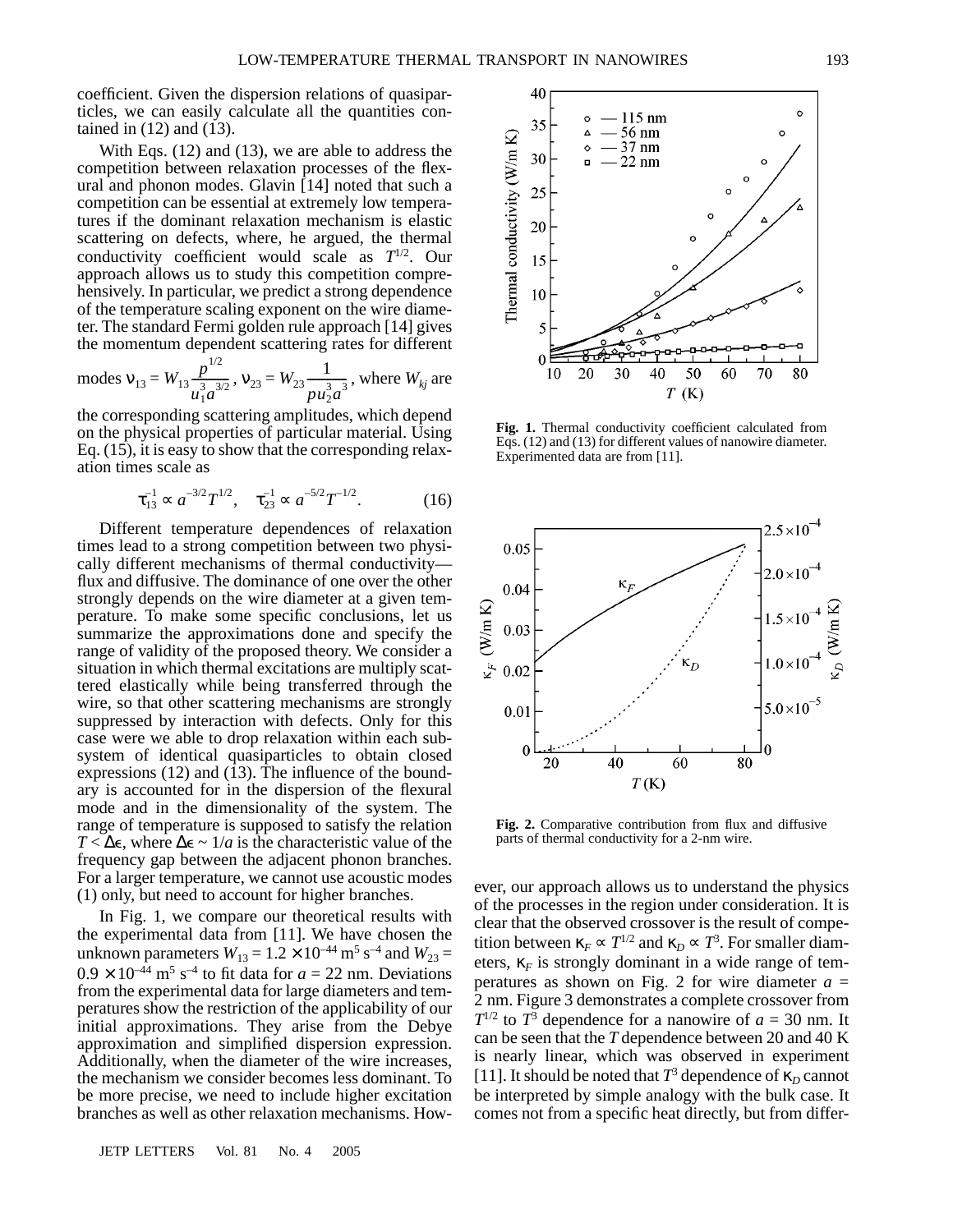coefficient. Given the dispersion relations of quasiparticles, we can easily calculate all the quantities contained in (12) and (13).

With Eqs. (12) and (13), we are able to address the competition between relaxation processes of the flexural and phonon modes. Glavin [14] noted that such a competition can be essential at extremely low temperatures if the dominant relaxation mechanism is elastic scattering on defects, where, he argued, the thermal conductivity coefficient would scale as $T^{1/2}$. Our approach allows us to study this competition comprehensively. In particular, we predict a strong dependence of the temperature scaling exponent on the wire diameter. The standard Fermi golden rule approach [14] gives the momentum dependent scattering rates for different modes $\nu_{13} = W_{13}\dfrac{p^{1/2}}{u_1^3 a^{3/2}}$, $\nu_{23} = W_{23}\dfrac{1}{p u_2^3 a^3}$, where $W_{kj}$ are the corresponding scattering amplitudes, which depend on the physical properties of particular material. Using Eq. (15), it is easy to show that the corresponding relaxation times scale as

$$\tau_{13}^{-1} \propto a^{-3/2}T^{1/2}, \quad \tau_{23}^{-1} \propto a^{-5/2}T^{-1/2}. \tag{16}$$

Different temperature dependences of relaxation times lead to a strong competition between two physically different mechanisms of thermal conductivity—flux and diffusive. The dominance of one over the other strongly depends on the wire diameter at a given temperature. To make some specific conclusions, let us summarize the approximations done and specify the range of validity of the proposed theory. We consider a situation in which thermal excitations are multiply scattered elastically while being transferred through the wire, so that other scattering mechanisms are strongly suppressed by interaction with defects. Only for this case were we able to drop relaxation within each subsystem of identical quasiparticles to obtain closed expressions (12) and (13). The influence of the boundary is accounted for in the dispersion of the flexural mode and in the dimensionality of the system. The range of temperature is supposed to satisfy the relation $T < \Delta\epsilon$, where $\Delta\epsilon \sim 1/a$ is the characteristic value of the frequency gap between the adjacent phonon branches. For a larger temperature, we cannot use acoustic modes (1) only, but need to account for higher branches.

In Fig. 1, we compare our theoretical results with the experimental data from [11]. We have chosen the unknown parameters $W_{13} = 1.2 \times 10^{-44}$ m$^5$ s$^{-4}$ and $W_{23} = 0.9 \times 10^{-44}$ m$^5$ s$^{-4}$ to fit data for $a$ = 22 nm. Deviations from the experimental data for large diameters and temperatures show the restriction of the applicability of our initial approximations. They arise from the Debye approximation and simplified dispersion expression. Additionally, when the diameter of the wire increases, the mechanism we consider becomes less dominant. To be more precise, we need to include higher excitation branches as well as other relaxation mechanisms. However, our approach allows us to understand the physics of the processes in the region under consideration. It is clear that the observed crossover is the result of competition between $\kappa_F \propto T^{1/2}$ and $\kappa_D \propto T^3$. For smaller diameters, $\kappa_F$ is strongly dominant in a wide range of temperatures as shown on Fig. 2 for wire diameter $a$ = 2 nm. Figure 3 demonstrates a complete crossover from $T^{1/2}$ to $T^3$ dependence for a nanowire of $a$ = 30 nm. It can be seen that the $T$ dependence between 20 and 40 K is nearly linear, which was observed in experiment [11]. It should be noted that $T^3$ dependence of $\kappa_D$ cannot be interpreted by simple analogy with the bulk case. It comes not from a specific heat directly, but from differ-

**Fig. 1.** Thermal conductivity coefficient calculated from Eqs. (12) and (13) for different values of nanowire diameter. Experimented data are from [11].

**Fig. 2.** Comparative contribution from flux and diffusive parts of thermal conductivity for a 2-nm wire.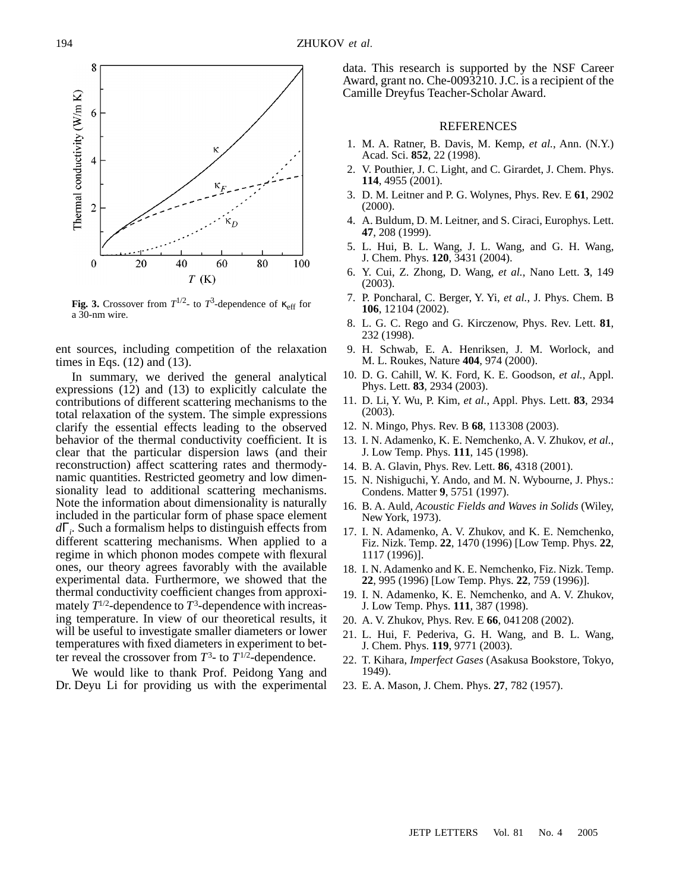8

6

4

2

0

Thermal conductivity (W/m K)

κ

$\kappa_F$

$\kappa_D$

0 20 40 60 80 100

$T$ (K)

**Fig. 3.** Crossover from $T^{1/2}$- to $T^3$-dependence of $\kappa_{\text{eff}}$ for a 30-nm wire.

ent sources, including competition of the relaxation times in Eqs. (12) and (13).

In summary, we derived the general analytical expressions (12) and (13) to explicitly calculate the contributions of different scattering mechanisms to the total relaxation of the system. The simple expressions clarify the essential effects leading to the observed behavior of the thermal conductivity coefficient. It is clear that the particular dispersion laws (and their reconstruction) affect scattering rates and thermodynamic quantities. Restricted geometry and low dimensionality lead to additional scattering mechanisms. Note the information about dimensionality is naturally included in the particular form of phase space element $d\Gamma_i$. Such a formalism helps to distinguish effects from different scattering mechanisms. When applied to a regime in which phonon modes compete with flexural ones, our theory agrees favorably with the available experimental data. Furthermore, we showed that the thermal conductivity coefficient changes from approximately $T^{1/2}$-dependence to $T^3$-dependence with increasing temperature. In view of our theoretical results, it will be useful to investigate smaller diameters or lower temperatures with fixed diameters in experiment to better reveal the crossover from $T^3$- to $T^{1/2}$-dependence.

We would like to thank Prof. Peidong Yang and Dr. Deyu Li for providing us with the experimental data. This research is supported by the NSF Career Award, grant no. Che-0093210. J.C. is a recipient of the Camille Dreyfus Teacher-Scholar Award.

## REFERENCES

1. M. A. Ratner, B. Davis, M. Kemp, *et al.*, Ann. (N.Y.) Acad. Sci. **852**, 22 (1998).
2. V. Pouthier, J. C. Light, and C. Girardet, J. Chem. Phys. **114**, 4955 (2001).
3. D. M. Leitner and P. G. Wolynes, Phys. Rev. E **61**, 2902 (2000).
4. A. Buldum, D. M. Leitner, and S. Ciraci, Europhys. Lett. **47**, 208 (1999).
5. L. Hui, B. L. Wang, J. L. Wang, and G. H. Wang, J. Chem. Phys. **120**, 3431 (2004).
6. Y. Cui, Z. Zhong, D. Wang, *et al.*, Nano Lett. **3**, 149 (2003).
7. P. Poncharal, C. Berger, Y. Yi, *et al.*, J. Phys. Chem. B **106**, 12104 (2002).
8. L. G. C. Rego and G. Kirczenow, Phys. Rev. Lett. **81**, 232 (1998).
9. H. Schwab, E. A. Henriksen, J. M. Worlock, and M. L. Roukes, Nature **404**, 974 (2000).
10. D. G. Cahill, W. K. Ford, K. E. Goodson, *et al.*, Appl. Phys. Lett. **83**, 2934 (2003).
11. D. Li, Y. Wu, P. Kim, *et al.*, Appl. Phys. Lett. **83**, 2934 (2003).
12. N. Mingo, Phys. Rev. B **68**, 113308 (2003).
13. I. N. Adamenko, K. E. Nemchenko, A. V. Zhukov, *et al.*, J. Low Temp. Phys. **111**, 145 (1998).
14. B. A. Glavin, Phys. Rev. Lett. **86**, 4318 (2001).
15. N. Nishiguchi, Y. Ando, and M. N. Wybourne, J. Phys.: Condens. Matter **9**, 5751 (1997).
16. B. A. Auld, *Acoustic Fields and Waves in Solids* (Wiley, New York, 1973).
17. I. N. Adamenko, A. V. Zhukov, and K. E. Nemchenko, Fiz. Nizk. Temp. **22**, 1470 (1996) [Low Temp. Phys. **22**, 1117 (1996)].
18. I. N. Adamenko and K. E. Nemchenko, Fiz. Nizk. Temp. **22**, 995 (1996) [Low Temp. Phys. **22**, 759 (1996)].
19. I. N. Adamenko, K. E. Nemchenko, and A. V. Zhukov, J. Low Temp. Phys. **111**, 387 (1998).
20. A. V. Zhukov, Phys. Rev. E **66**, 041208 (2002).
21. L. Hui, F. Pederiva, G. H. Wang, and B. L. Wang, J. Chem. Phys. **119**, 9771 (2003).
22. T. Kihara, *Imperfect Gases* (Asakusa Bookstore, Tokyo, 1949).
23. E. A. Mason, J. Chem. Phys. **27**, 782 (1957).